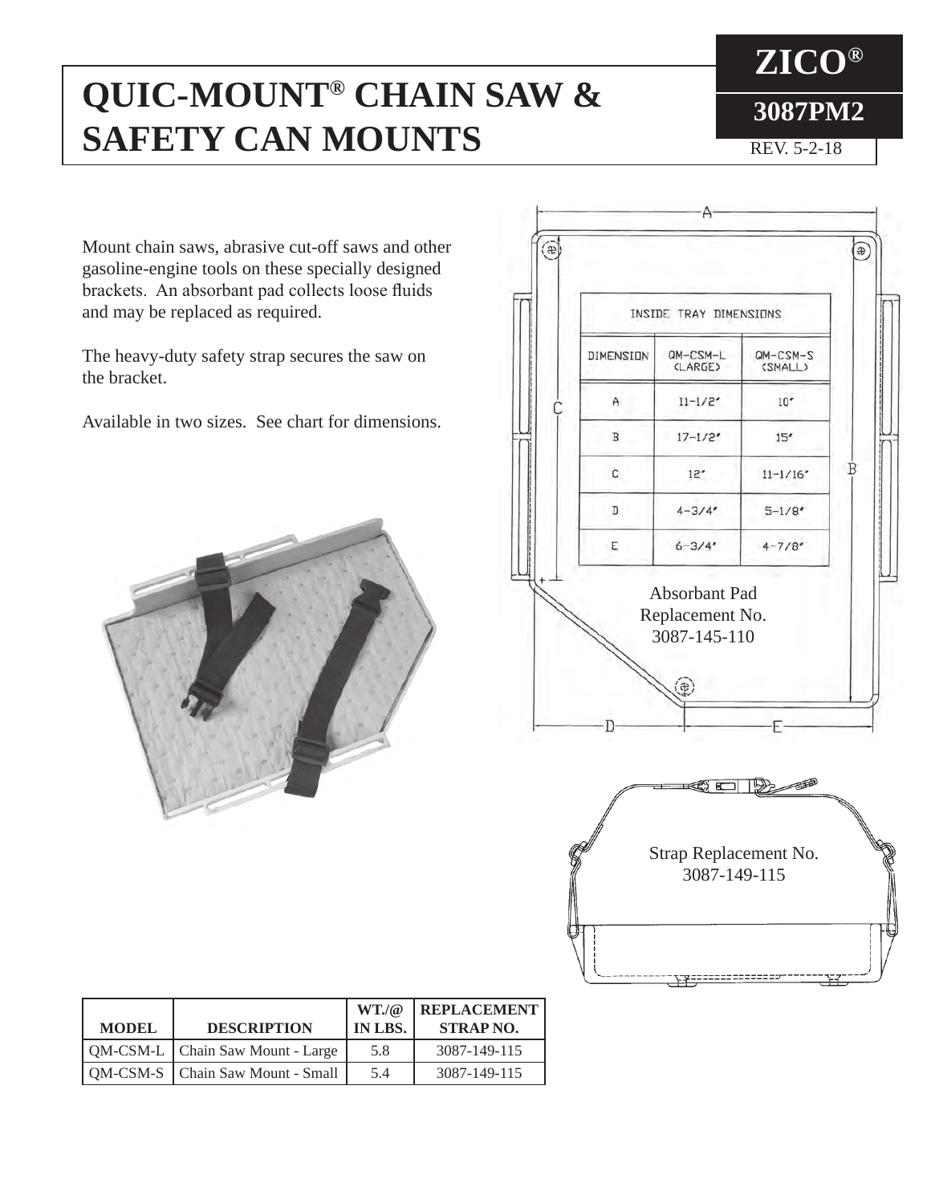# QUIC-MOUNT® CHAIN SAW & SAFETY CAN MOUNTS

**ZICO®**

**3087PM2**

REV. 5-2-18

Mount chain saws, abrasive cut-off saws and other gasoline-engine tools on these specially designed brackets. An absorbant pad collects loose fluids and may be replaced as required.

The heavy-duty safety strap secures the saw on the bracket.

Available in two sizes. See chart for dimensions.

| INSIDE TRAY DIMENSIONS | | |
|---|---|---|
| DIMENSION | QM-CSM-L (LARGE) | QM-CSM-S (SMALL) |
| A | 11-1/2" | 10" |
| B | 17-1/2" | 15" |
| C | 12" | 11-1/16" |
| D | 4-3/4" | 5-1/8" |
| E | 6-3/4" | 4-7/8" |

Absorbant Pad Replacement No. 3087-145-110

Strap Replacement No. 3087-149-115

| MODEL | DESCRIPTION | WT./@ IN LBS. | REPLACEMENT STRAP NO. |
|---|---|---|---|
| QM-CSM-L | Chain Saw Mount - Large | 5.8 | 3087-149-115 |
| QM-CSM-S | Chain Saw Mount - Small | 5.4 | 3087-149-115 |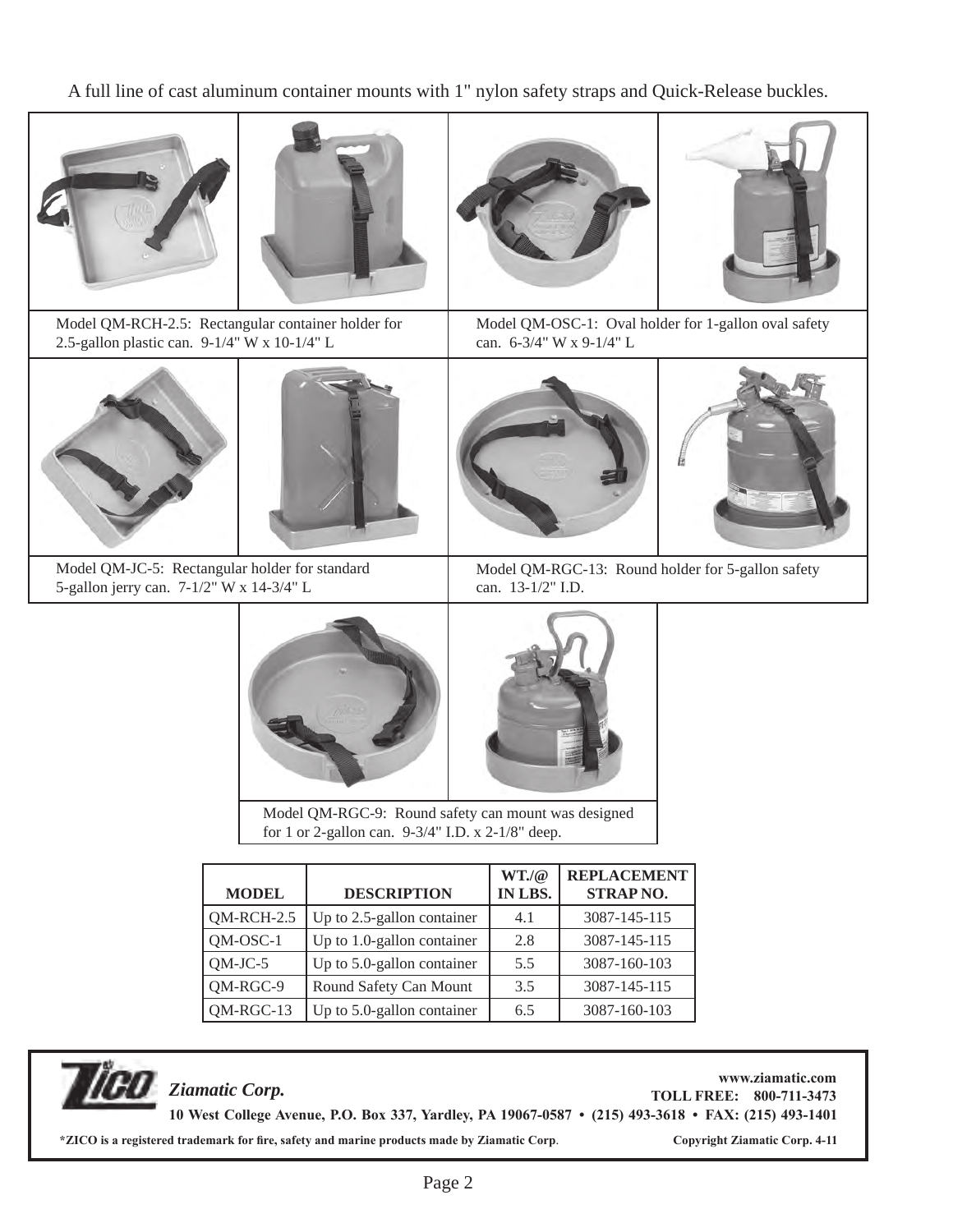A full line of cast aluminum container mounts with 1" nylon safety straps and Quick-Release buckles.

Model QM-RCH-2.5: Rectangular container holder for 2.5-gallon plastic can. 9-1/4" W x 10-1/4" L

Model QM-OSC-1: Oval holder for 1-gallon oval safety can. 6-3/4" W x 9-1/4" L

Model QM-JC-5: Rectangular holder for standard 5-gallon jerry can. 7-1/2" W x 14-3/4" L

Model QM-RGC-13: Round holder for 5-gallon safety can. 13-1/2" I.D.

Model QM-RGC-9: Round safety can mount was designed for 1 or 2-gallon can. 9-3/4" I.D. x 2-1/8" deep.

| MODEL | DESCRIPTION | WT./@ IN LBS. | REPLACEMENT STRAP NO. |
|---|---|---|---|
| QM-RCH-2.5 | Up to 2.5-gallon container | 4.1 | 3087-145-115 |
| QM-OSC-1 | Up to 1.0-gallon container | 2.8 | 3087-145-115 |
| QM-JC-5 | Up to 5.0-gallon container | 5.5 | 3087-160-103 |
| QM-RGC-9 | Round Safety Can Mount | 3.5 | 3087-145-115 |
| QM-RGC-13 | Up to 5.0-gallon container | 6.5 | 3087-160-103 |

ZICO *Ziamatic Corp.*

**www.ziamatic.com**
**TOLL FREE: 800-711-3473**

**10 West College Avenue, P.O. Box 337, Yardley, PA 19067-0587 • (215) 493-3618 • FAX: (215) 493-1401**

**\*ZICO is a registered trademark for fire, safety and marine products made by Ziamatic Corp.** **Copyright Ziamatic Corp. 4-11**